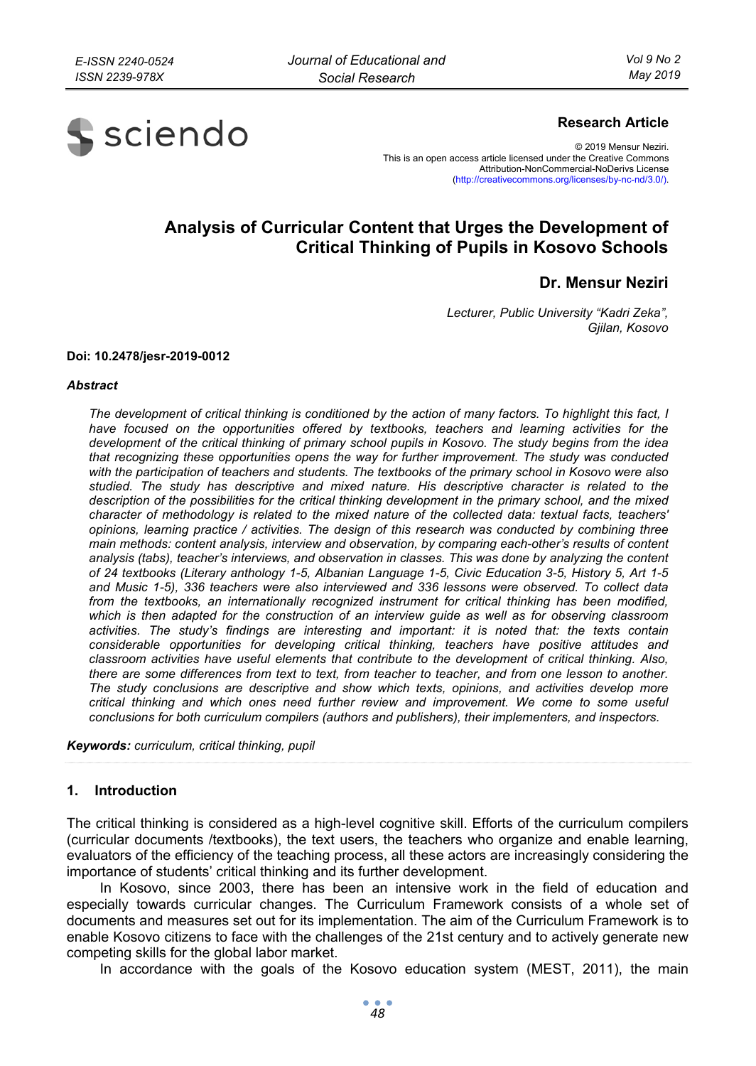**Research Article**

© 2019 Mensur Neziri.
This is an open access article licensed under the Creative Commons Attribution-NonCommercial-NoDerivs License (http://creativecommons.org/licenses/by-nc-nd/3.0/).

# Analysis of Curricular Content that Urges the Development of Critical Thinking of Pupils in Kosovo Schools

## Dr. Mensur Neziri

*Lecturer, Public University "Kadri Zeka", Gjilan, Kosovo*

**Doi: 10.2478/jesr-2019-0012**

***Abstract***

*The development of critical thinking is conditioned by the action of many factors. To highlight this fact, I have focused on the opportunities offered by textbooks, teachers and learning activities for the development of the critical thinking of primary school pupils in Kosovo. The study begins from the idea that recognizing these opportunities opens the way for further improvement. The study was conducted with the participation of teachers and students. The textbooks of the primary school in Kosovo were also studied. The study has descriptive and mixed nature. His descriptive character is related to the description of the possibilities for the critical thinking development in the primary school, and the mixed character of methodology is related to the mixed nature of the collected data: textual facts, teachers' opinions, learning practice / activities. The design of this research was conducted by combining three main methods: content analysis, interview and observation, by comparing each-other's results of content analysis (tabs), teacher's interviews, and observation in classes. This was done by analyzing the content of 24 textbooks (Literary anthology 1-5, Albanian Language 1-5, Civic Education 3-5, History 5, Art 1-5 and Music 1-5), 336 teachers were also interviewed and 336 lessons were observed. To collect data from the textbooks, an internationally recognized instrument for critical thinking has been modified, which is then adapted for the construction of an interview guide as well as for observing classroom activities. The study's findings are interesting and important: it is noted that: the texts contain considerable opportunities for developing critical thinking, teachers have positive attitudes and classroom activities have useful elements that contribute to the development of critical thinking. Also, there are some differences from text to text, from teacher to teacher, and from one lesson to another. The study conclusions are descriptive and show which texts, opinions, and activities develop more critical thinking and which ones need further review and improvement. We come to some useful conclusions for both curricular compilers (authors and publishers), their implementers, and inspectors.*

***Keywords:*** *curriculum, critical thinking, pupil*

## 1. Introduction

The critical thinking is considered as a high-level cognitive skill. Efforts of the curriculum compilers (curricular documents /textbooks), the text users, the teachers who organize and enable learning, evaluators of the efficiency of the teaching process, all these actors are increasingly considering the importance of students' critical thinking and its further development.

In Kosovo, since 2003, there has been an intensive work in the field of education and especially towards curricular changes. The Curriculum Framework consists of a whole set of documents and measures set out for its implementation. The aim of the Curriculum Framework is to enable Kosovo citizens to face with the challenges of the 21st century and to actively generate new competing skills for the global labor market.

In accordance with the goals of the Kosovo education system (MEST, 2011), the main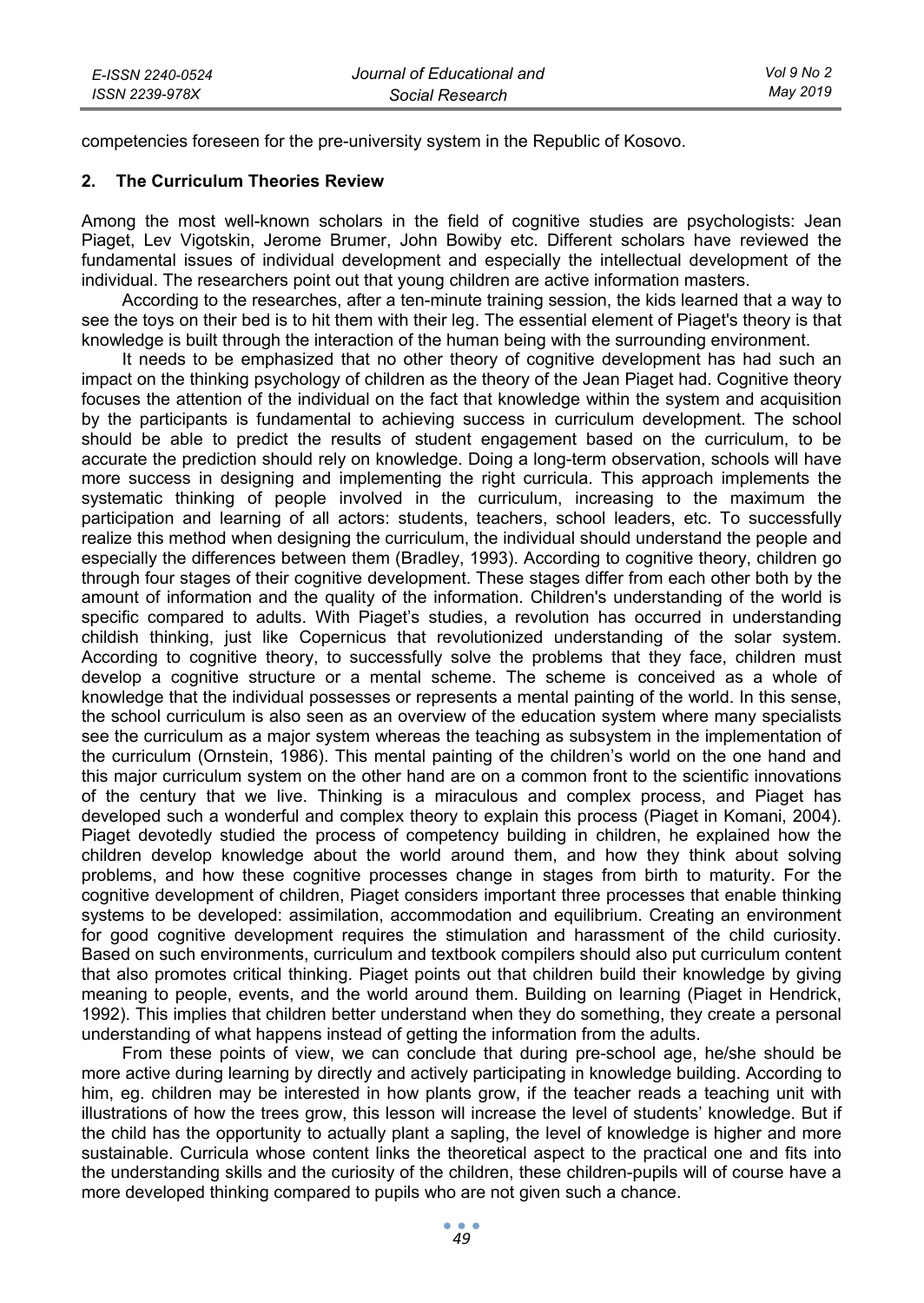competencies foreseen for the pre-university system in the Republic of Kosovo.

## 2. The Curriculum Theories Review

Among the most well-known scholars in the field of cognitive studies are psychologists: Jean Piaget, Lev Vigotskin, Jerome Brumer, John Bowiby etc. Different scholars have reviewed the fundamental issues of individual development and especially the intellectual development of the individual. The researchers point out that young children are active information masters.

According to the researches, after a ten-minute training session, the kids learned that a way to see the toys on their bed is to hit them with their leg. The essential element of Piaget's theory is that knowledge is built through the interaction of the human being with the surrounding environment.

It needs to be emphasized that no other theory of cognitive development has had such an impact on the thinking psychology of children as the theory of the Jean Piaget had. Cognitive theory focuses the attention of the individual on the fact that knowledge within the system and acquisition by the participants is fundamental to achieving success in curriculum development. The school should be able to predict the results of student engagement based on the curriculum, to be accurate the prediction should rely on knowledge. Doing a long-term observation, schools will have more success in designing and implementing the right curricula. This approach implements the systematic thinking of people involved in the curriculum, increasing to the maximum the participation and learning of all actors: students, teachers, school leaders, etc. To successfully realize this method when designing the curriculum, the individual should understand the people and especially the differences between them (Bradley, 1993). According to cognitive theory, children go through four stages of their cognitive development. These stages differ from each other both by the amount of information and the quality of the information. Children's understanding of the world is specific compared to adults. With Piaget's studies, a revolution has occurred in understanding childish thinking, just like Copernicus that revolutionized understanding of the solar system. According to cognitive theory, to successfully solve the problems that they face, children must develop a cognitive structure or a mental scheme. The scheme is conceived as a whole of knowledge that the individual possesses or represents a mental painting of the world. In this sense, the school curriculum is also seen as an overview of the education system where many specialists see the curriculum as a major system whereas the teaching as subsystem in the implementation of the curriculum (Ornstein, 1986). This mental painting of the children's world on the one hand and this major curriculum system on the other hand are on a common front to the scientific innovations of the century that we live. Thinking is a miraculous and complex process, and Piaget has developed such a wonderful and complex theory to explain this process (Piaget in Komani, 2004). Piaget devotedly studied the process of competency building in children, he explained how the children develop knowledge about the world around them, and how they think about solving problems, and how these cognitive processes change in stages from birth to maturity. For the cognitive development of children, Piaget considers important three processes that enable thinking systems to be developed: assimilation, accommodation and equilibrium. Creating an environment for good cognitive development requires the stimulation and harassment of the child curiosity. Based on such environments, curriculum and textbook compilers should also put curriculum content that also promotes critical thinking. Piaget points out that children build their knowledge by giving meaning to people, events, and the world around them. Building on learning (Piaget in Hendrick, 1992). This implies that children better understand when they do something, they create a personal understanding of what happens instead of getting the information from the adults.

From these points of view, we can conclude that during pre-school age, he/she should be more active during learning by directly and actively participating in knowledge building. According to him, eg. children may be interested in how plants grow, if the teacher reads a teaching unit with illustrations of how the trees grow, this lesson will increase the level of students' knowledge. But if the child has the opportunity to actually plant a sapling, the level of knowledge is higher and more sustainable. Curricula whose content links the theoretical aspect to the practical one and fits into the understanding skills and the curiosity of the children, these children-pupils will of course have a more developed thinking compared to pupils who are not given such a chance.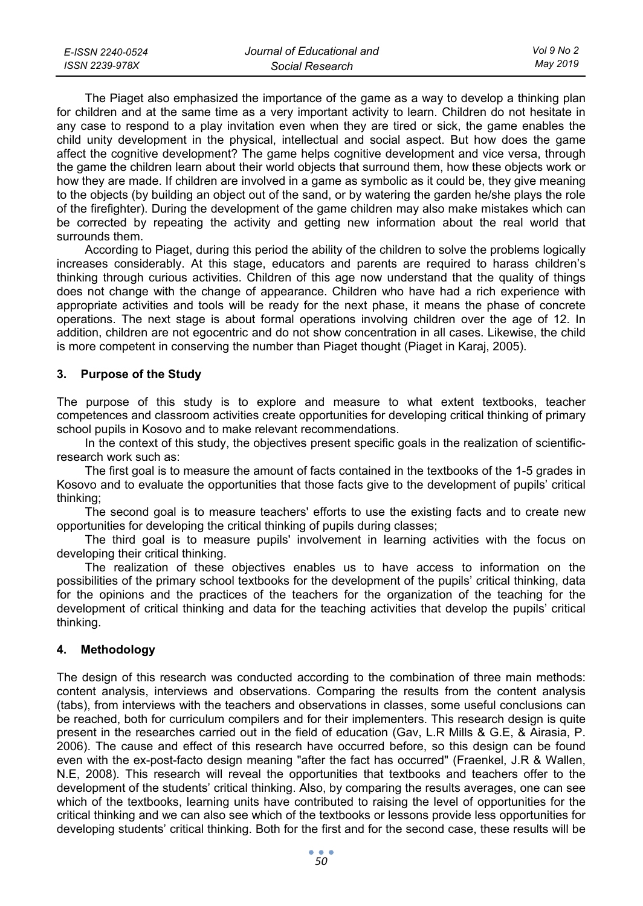The Piaget also emphasized the importance of the game as a way to develop a thinking plan for children and at the same time as a very important activity to learn. Children do not hesitate in any case to respond to a play invitation even when they are tired or sick, the game enables the child unity development in the physical, intellectual and social aspect. But how does the game affect the cognitive development? The game helps cognitive development and vice versa, through the game the children learn about their world objects that surround them, how these objects work or how they are made. If children are involved in a game as symbolic as it could be, they give meaning to the objects (by building an object out of the sand, or by watering the garden he/she plays the role of the firefighter). During the development of the game children may also make mistakes which can be corrected by repeating the activity and getting new information about the real world that surrounds them.

According to Piaget, during this period the ability of the children to solve the problems logically increases considerably. At this stage, educators and parents are required to harass children's thinking through curious activities. Children of this age now understand that the quality of things does not change with the change of appearance. Children who have had a rich experience with appropriate activities and tools will be ready for the next phase, it means the phase of concrete operations. The next stage is about formal operations involving children over the age of 12. In addition, children are not egocentric and do not show concentration in all cases. Likewise, the child is more competent in conserving the number than Piaget thought (Piaget in Karaj, 2005).

## 3. Purpose of the Study

The purpose of this study is to explore and measure to what extent textbooks, teacher competences and classroom activities create opportunities for developing critical thinking of primary school pupils in Kosovo and to make relevant recommendations.

In the context of this study, the objectives present specific goals in the realization of scientific-research work such as:

The first goal is to measure the amount of facts contained in the textbooks of the 1-5 grades in Kosovo and to evaluate the opportunities that those facts give to the development of pupils' critical thinking;

The second goal is to measure teachers' efforts to use the existing facts and to create new opportunities for developing the critical thinking of pupils during classes;

The third goal is to measure pupils' involvement in learning activities with the focus on developing their critical thinking.

The realization of these objectives enables us to have access to information on the possibilities of the primary school textbooks for the development of the pupils' critical thinking, data for the opinions and the practices of the teachers for the organization of the teaching for the development of critical thinking and data for the teaching activities that develop the pupils' critical thinking.

## 4. Methodology

The design of this research was conducted according to the combination of three main methods: content analysis, interviews and observations. Comparing the results from the content analysis (tabs), from interviews with the teachers and observations in classes, some useful conclusions can be reached, both for curriculum compilers and for their implementers. This research design is quite present in the researches carried out in the field of education (Gav, L.R Mills & G.E, & Airasia, P. 2006). The cause and effect of this research have occurred before, so this design can be found even with the ex-post-facto design meaning "after the fact has occurred" (Fraenkel, J.R & Wallen, N.E, 2008). This research will reveal the opportunities that textbooks and teachers offer to the development of the students' critical thinking. Also, by comparing the results averages, one can see which of the textbooks, learning units have contributed to raising the level of opportunities for the critical thinking and we can also see which of the textbooks or lessons provide less opportunities for developing students' critical thinking. Both for the first and for the second case, these results will be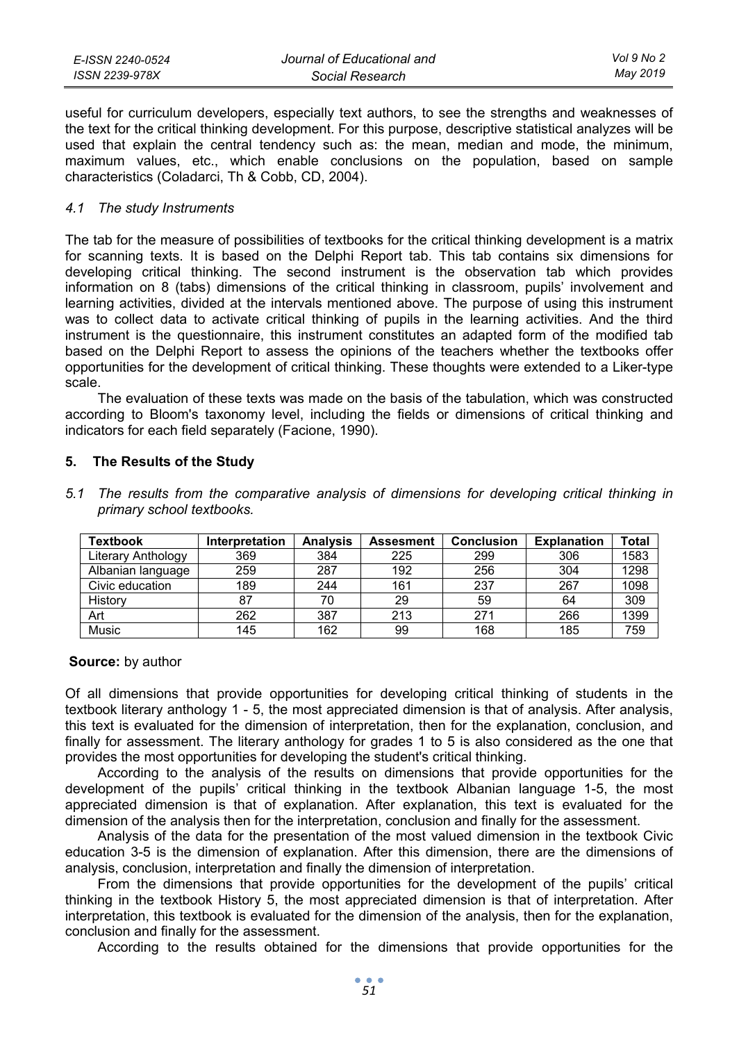useful for curriculum developers, especially text authors, to see the strengths and weaknesses of the text for the critical thinking development. For this purpose, descriptive statistical analyzes will be used that explain the central tendency such as: the mean, median and mode, the minimum, maximum values, etc., which enable conclusions on the population, based on sample characteristics (Coladarci, Th & Cobb, CD, 2004).

### *4.1 The study Instruments*

The tab for the measure of possibilities of textbooks for the critical thinking development is a matrix for scanning texts. It is based on the Delphi Report tab. This tab contains six dimensions for developing critical thinking. The second instrument is the observation tab which provides information on 8 (tabs) dimensions of the critical thinking in classroom, pupils' involvement and learning activities, divided at the intervals mentioned above. The purpose of using this instrument was to collect data to activate critical thinking of pupils in the learning activities. And the third instrument is the questionnaire, this instrument constitutes an adapted form of the modified tab based on the Delphi Report to assess the opinions of the teachers whether the textbooks offer opportunities for the development of critical thinking. These thoughts were extended to a Liker-type scale.

The evaluation of these texts was made on the basis of the tabulation, which was constructed according to Bloom's taxonomy level, including the fields or dimensions of critical thinking and indicators for each field separately (Facione, 1990).

## 5. The Results of the Study

### *5.1 The results from the comparative analysis of dimensions for developing critical thinking in primary school textbooks.*

| Textbook | Interpretation | Analysis | Assesment | Conclusion | Explanation | Total |
|---|---|---|---|---|---|---|
| Literary Anthology | 369 | 384 | 225 | 299 | 306 | 1583 |
| Albanian language | 259 | 287 | 192 | 256 | 304 | 1298 |
| Civic education | 189 | 244 | 161 | 237 | 267 | 1098 |
| History | 87 | 70 | 29 | 59 | 64 | 309 |
| Art | 262 | 387 | 213 | 271 | 266 | 1399 |
| Music | 145 | 162 | 99 | 168 | 185 | 759 |

**Source:** by author

Of all dimensions that provide opportunities for developing critical thinking of students in the textbook literary anthology 1 - 5, the most appreciated dimension is that of analysis. After analysis, this text is evaluated for the dimension of interpretation, then for the explanation, conclusion, and finally for assessment. The literary anthology for grades 1 to 5 is also considered as the one that provides the most opportunities for developing the student's critical thinking.

According to the analysis of the results on dimensions that provide opportunities for the development of the pupils' critical thinking in the textbook Albanian language 1-5, the most appreciated dimension is that of explanation. After explanation, this text is evaluated for the dimension of the analysis then for the interpretation, conclusion and finally for the assessment.

Analysis of the data for the presentation of the most valued dimension in the textbook Civic education 3-5 is the dimension of explanation. After this dimension, there are the dimensions of analysis, conclusion, interpretation and finally the dimension of interpretation.

From the dimensions that provide opportunities for the development of the pupils' critical thinking in the textbook History 5, the most appreciated dimension is that of interpretation. After interpretation, this textbook is evaluated for the dimension of the analysis, then for the explanation, conclusion and finally for the assessment.

According to the results obtained for the dimensions that provide opportunities for the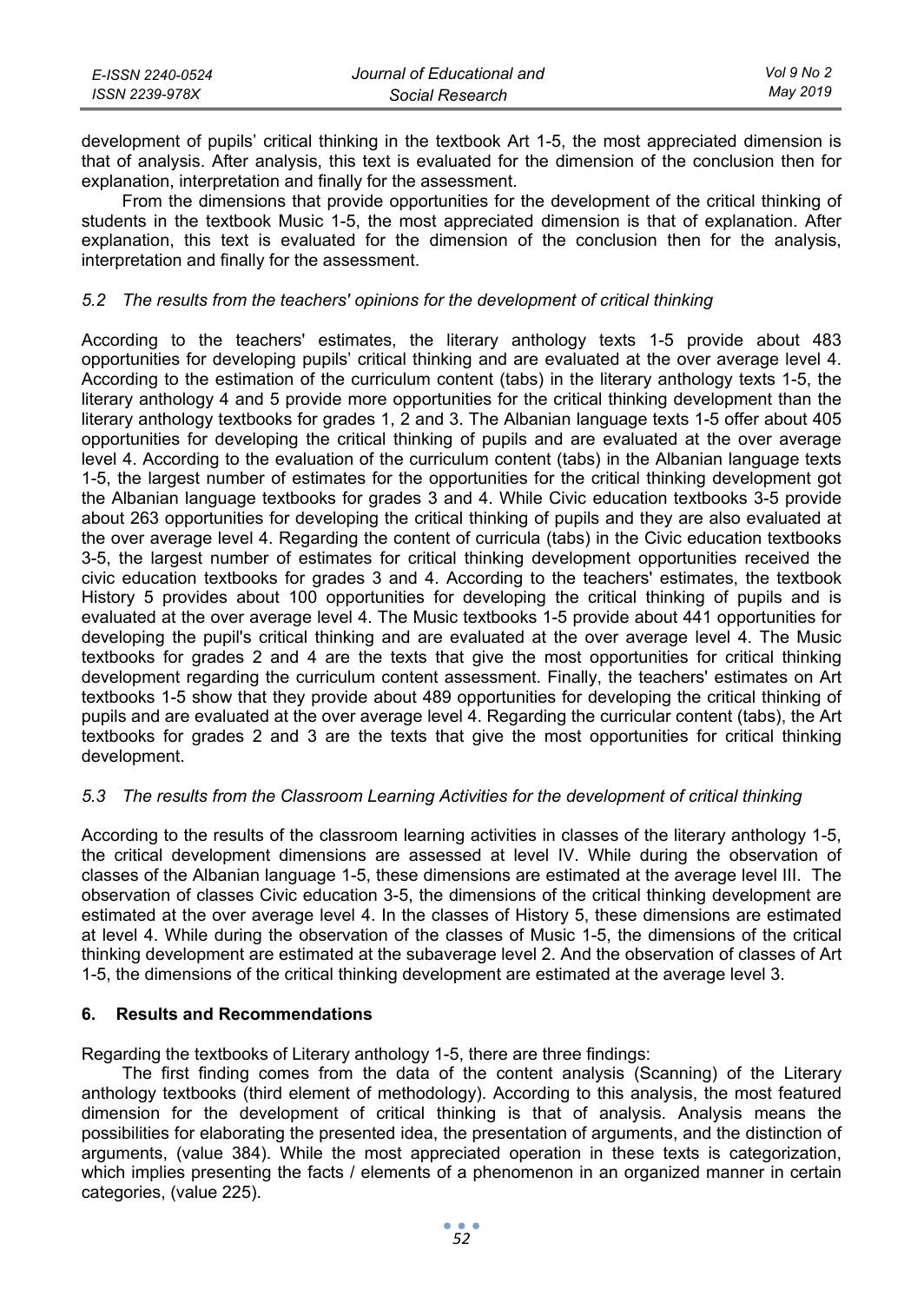development of pupils' critical thinking in the textbook Art 1-5, the most appreciated dimension is that of analysis. After analysis, this text is evaluated for the dimension of the conclusion then for explanation, interpretation and finally for the assessment.

From the dimensions that provide opportunities for the development of the critical thinking of students in the textbook Music 1-5, the most appreciated dimension is that of explanation. After explanation, this text is evaluated for the dimension of the conclusion then for the analysis, interpretation and finally for the assessment.

### *5.2 The results from the teachers' opinions for the development of critical thinking*

According to the teachers' estimates, the literary anthology texts 1-5 provide about 483 opportunities for developing pupils' critical thinking and are evaluated at the over average level 4. According to the estimation of the curriculum content (tabs) in the literary anthology texts 1-5, the literary anthology 4 and 5 provide more opportunities for the critical thinking development than the literary anthology textbooks for grades 1, 2 and 3. The Albanian language texts 1-5 offer about 405 opportunities for developing the critical thinking of pupils and are evaluated at the over average level 4. According to the evaluation of the curriculum content (tabs) in the Albanian language texts 1-5, the largest number of estimates for the opportunities for the critical thinking development got the Albanian language textbooks for grades 3 and 4. While Civic education textbooks 3-5 provide about 263 opportunities for developing the critical thinking of pupils and they are also evaluated at the over average level 4. Regarding the content of curricula (tabs) in the Civic education textbooks 3-5, the largest number of estimates for critical thinking development opportunities received the civic education textbooks for grades 3 and 4. According to the teachers' estimates, the textbook History 5 provides about 100 opportunities for developing the critical thinking of pupils and is evaluated at the over average level 4. The Music textbooks 1-5 provide about 441 opportunities for developing the pupil's critical thinking and are evaluated at the over average level 4. The Music textbooks for grades 2 and 4 are the texts that give the most opportunities for critical thinking development regarding the curriculum content assessment. Finally, the teachers' estimates on Art textbooks 1-5 show that they provide about 489 opportunities for developing the critical thinking of pupils and are evaluated at the over average level 4. Regarding the curricular content (tabs), the Art textbooks for grades 2 and 3 are the texts that give the most opportunities for critical thinking development.

### *5.3 The results from the Classroom Learning Activities for the development of critical thinking*

According to the results of the classroom learning activities in classes of the literary anthology 1-5, the critical development dimensions are assessed at level IV. While during the observation of classes of the Albanian language 1-5, these dimensions are estimated at the average level III. The observation of classes Civic education 3-5, the dimensions of the critical thinking development are estimated at the over average level 4. In the classes of History 5, these dimensions are estimated at level 4. While during the observation of the classes of Music 1-5, the dimensions of the critical thinking development are estimated at the subaverage level 2. And the observation of classes of Art 1-5, the dimensions of the critical thinking development are estimated at the average level 3.

## 6. Results and Recommendations

Regarding the textbooks of Literary anthology 1-5, there are three findings:

The first finding comes from the data of the content analysis (Scanning) of the Literary anthology textbooks (third element of methodology). According to this analysis, the most featured dimension for the development of critical thinking is that of analysis. Analysis means the possibilities for elaborating the presented idea, the presentation of arguments, and the distinction of arguments, (value 384). While the most appreciated operation in these texts is categorization, which implies presenting the facts / elements of a phenomenon in an organized manner in certain categories, (value 225).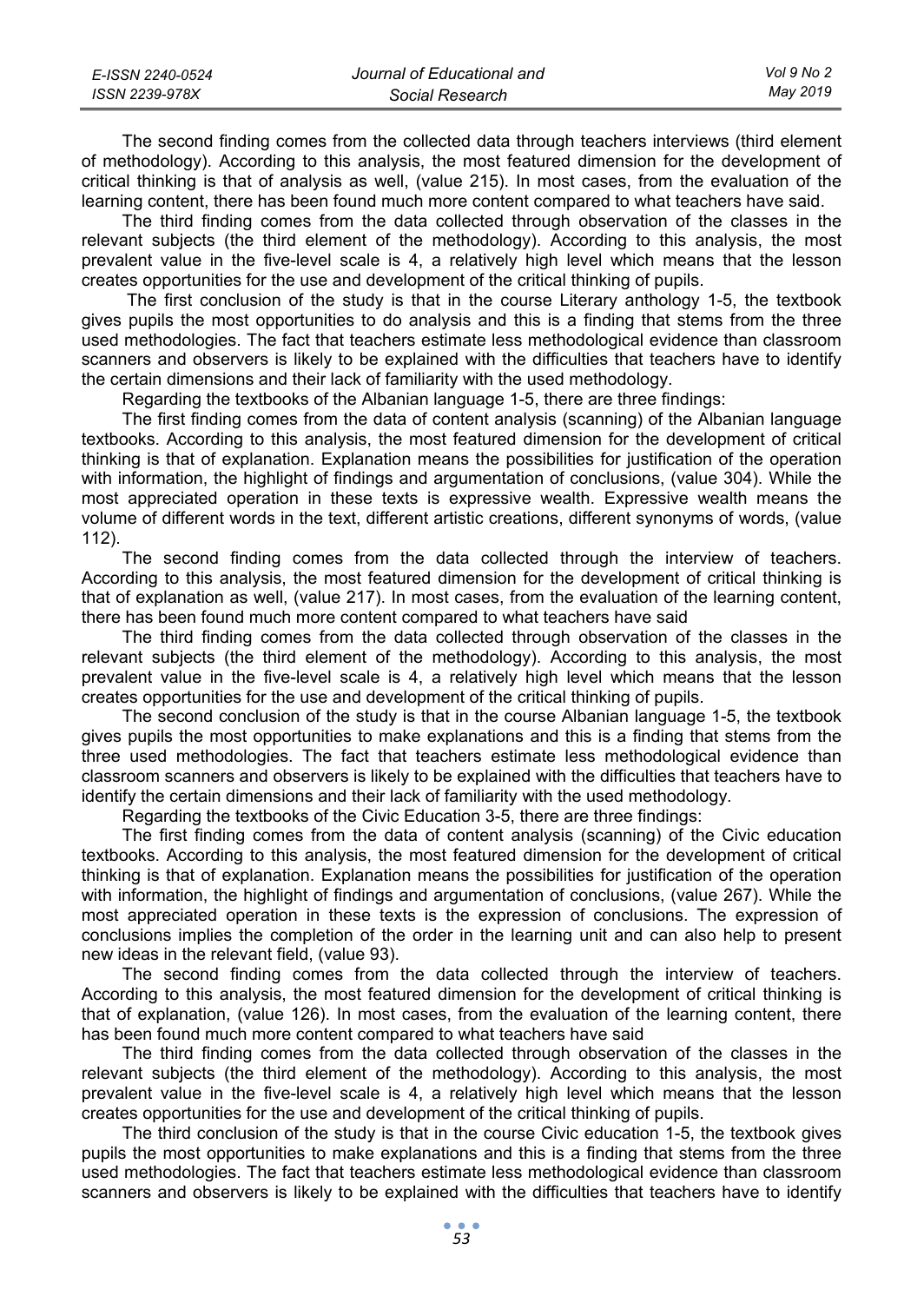The second finding comes from the collected data through teachers interviews (third element of methodology). According to this analysis, the most featured dimension for the development of critical thinking is that of analysis as well, (value 215). In most cases, from the evaluation of the learning content, there has been found much more content compared to what teachers have said.

The third finding comes from the data collected through observation of the classes in the relevant subjects (the third element of the methodology). According to this analysis, the most prevalent value in the five-level scale is 4, a relatively high level which means that the lesson creates opportunities for the use and development of the critical thinking of pupils.

The first conclusion of the study is that in the course Literary anthology 1-5, the textbook gives pupils the most opportunities to do analysis and this is a finding that stems from the three used methodologies. The fact that teachers estimate less methodological evidence than classroom scanners and observers is likely to be explained with the difficulties that teachers have to identify the certain dimensions and their lack of familiarity with the used methodology.

Regarding the textbooks of the Albanian language 1-5, there are three findings:

The first finding comes from the data of content analysis (scanning) of the Albanian language textbooks. According to this analysis, the most featured dimension for the development of critical thinking is that of explanation. Explanation means the possibilities for justification of the operation with information, the highlight of findings and argumentation of conclusions, (value 304). While the most appreciated operation in these texts is expressive wealth. Expressive wealth means the volume of different words in the text, different artistic creations, different synonyms of words, (value 112).

The second finding comes from the data collected through the interview of teachers. According to this analysis, the most featured dimension for the development of critical thinking is that of explanation as well, (value 217). In most cases, from the evaluation of the learning content, there has been found much more content compared to what teachers have said

The third finding comes from the data collected through observation of the classes in the relevant subjects (the third element of the methodology). According to this analysis, the most prevalent value in the five-level scale is 4, a relatively high level which means that the lesson creates opportunities for the use and development of the critical thinking of pupils.

The second conclusion of the study is that in the course Albanian language 1-5, the textbook gives pupils the most opportunities to make explanations and this is a finding that stems from the three used methodologies. The fact that teachers estimate less methodological evidence than classroom scanners and observers is likely to be explained with the difficulties that teachers have to identify the certain dimensions and their lack of familiarity with the used methodology.

Regarding the textbooks of the Civic Education 3-5, there are three findings:

The first finding comes from the data of content analysis (scanning) of the Civic education textbooks. According to this analysis, the most featured dimension for the development of critical thinking is that of explanation. Explanation means the possibilities for justification of the operation with information, the highlight of findings and argumentation of conclusions, (value 267). While the most appreciated operation in these texts is the expression of conclusions. The expression of conclusions implies the completion of the order in the learning unit and can also help to present new ideas in the relevant field, (value 93).

The second finding comes from the data collected through the interview of teachers. According to this analysis, the most featured dimension for the development of critical thinking is that of explanation, (value 126). In most cases, from the evaluation of the learning content, there has been found much more content compared to what teachers have said

The third finding comes from the data collected through observation of the classes in the relevant subjects (the third element of the methodology). According to this analysis, the most prevalent value in the five-level scale is 4, a relatively high level which means that the lesson creates opportunities for the use and development of the critical thinking of pupils.

The third conclusion of the study is that in the course Civic education 1-5, the textbook gives pupils the most opportunities to make explanations and this is a finding that stems from the three used methodologies. The fact that teachers estimate less methodological evidence than classroom scanners and observers is likely to be explained with the difficulties that teachers have to identify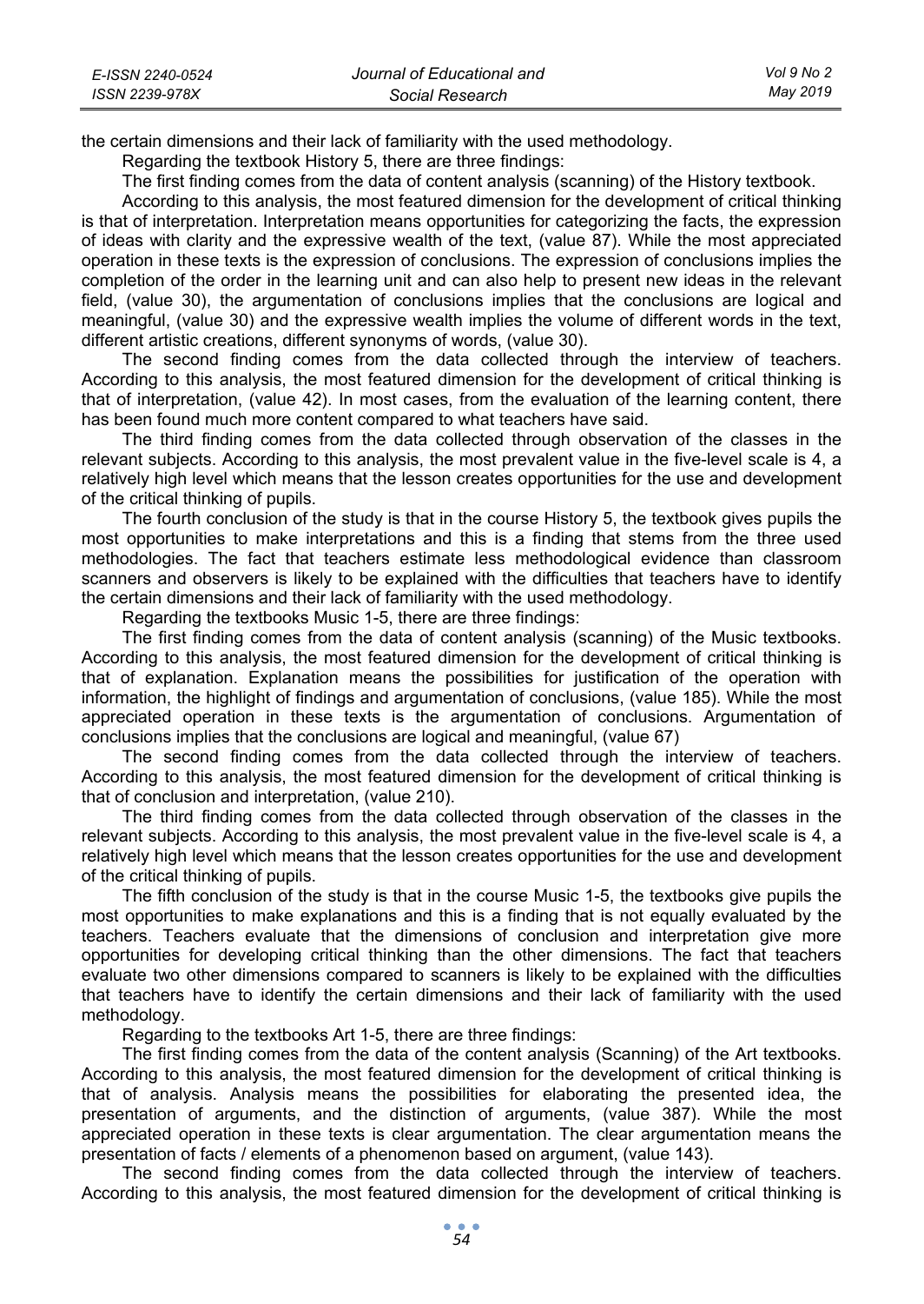the certain dimensions and their lack of familiarity with the used methodology.

Regarding the textbook History 5, there are three findings:

The first finding comes from the data of content analysis (scanning) of the History textbook.

According to this analysis, the most featured dimension for the development of critical thinking is that of interpretation. Interpretation means opportunities for categorizing the facts, the expression of ideas with clarity and the expressive wealth of the text, (value 87). While the most appreciated operation in these texts is the expression of conclusions. The expression of conclusions implies the completion of the order in the learning unit and can also help to present new ideas in the relevant field, (value 30), the argumentation of conclusions implies that the conclusions are logical and meaningful, (value 30) and the expressive wealth implies the volume of different words in the text, different artistic creations, different synonyms of words, (value 30).

The second finding comes from the data collected through the interview of teachers. According to this analysis, the most featured dimension for the development of critical thinking is that of interpretation, (value 42). In most cases, from the evaluation of the learning content, there has been found much more content compared to what teachers have said.

The third finding comes from the data collected through observation of the classes in the relevant subjects. According to this analysis, the most prevalent value in the five-level scale is 4, a relatively high level which means that the lesson creates opportunities for the use and development of the critical thinking of pupils.

The fourth conclusion of the study is that in the course History 5, the textbook gives pupils the most opportunities to make interpretations and this is a finding that stems from the three used methodologies. The fact that teachers estimate less methodological evidence than classroom scanners and observers is likely to be explained with the difficulties that teachers have to identify the certain dimensions and their lack of familiarity with the used methodology.

Regarding the textbooks Music 1-5, there are three findings:

The first finding comes from the data of content analysis (scanning) of the Music textbooks. According to this analysis, the most featured dimension for the development of critical thinking is that of explanation. Explanation means the possibilities for justification of the operation with information, the highlight of findings and argumentation of conclusions, (value 185). While the most appreciated operation in these texts is the argumentation of conclusions. Argumentation of conclusions implies that the conclusions are logical and meaningful, (value 67)

The second finding comes from the data collected through the interview of teachers. According to this analysis, the most featured dimension for the development of critical thinking is that of conclusion and interpretation, (value 210).

The third finding comes from the data collected through observation of the classes in the relevant subjects. According to this analysis, the most prevalent value in the five-level scale is 4, a relatively high level which means that the lesson creates opportunities for the use and development of the critical thinking of pupils.

The fifth conclusion of the study is that in the course Music 1-5, the textbooks give pupils the most opportunities to make explanations and this is a finding that is not equally evaluated by the teachers. Teachers evaluate that the dimensions of conclusion and interpretation give more opportunities for developing critical thinking than the other dimensions. The fact that teachers evaluate two other dimensions compared to scanners is likely to be explained with the difficulties that teachers have to identify the certain dimensions and their lack of familiarity with the used methodology.

Regarding to the textbooks Art 1-5, there are three findings:

The first finding comes from the data of the content analysis (Scanning) of the Art textbooks. According to this analysis, the most featured dimension for the development of critical thinking is that of analysis. Analysis means the possibilities for elaborating the presented idea, the presentation of arguments, and the distinction of arguments, (value 387). While the most appreciated operation in these texts is clear argumentation. The clear argumentation means the presentation of facts / elements of a phenomenon based on argument, (value 143).

The second finding comes from the data collected through the interview of teachers. According to this analysis, the most featured dimension for the development of critical thinking is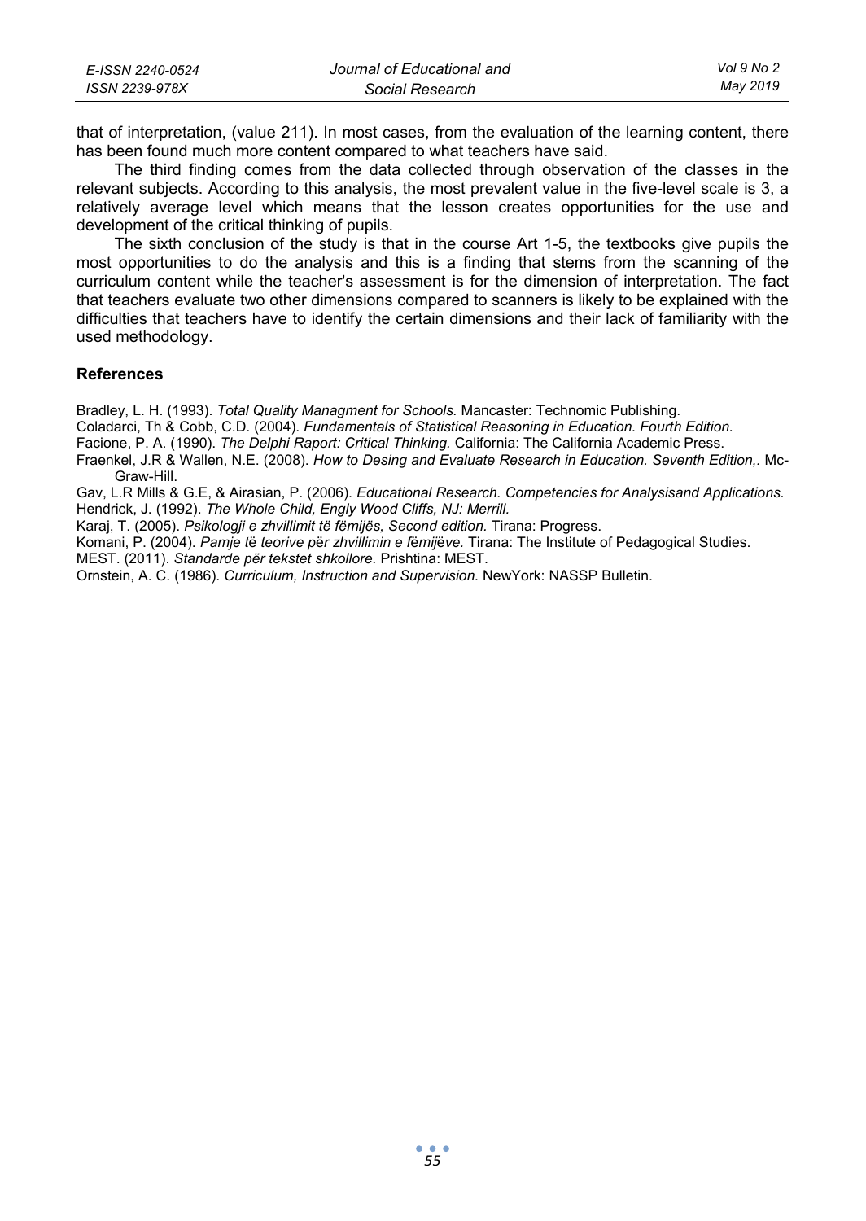that of interpretation, (value 211). In most cases, from the evaluation of the learning content, there has been found much more content compared to what teachers have said.

The third finding comes from the data collected through observation of the classes in the relevant subjects. According to this analysis, the most prevalent value in the five-level scale is 3, a relatively average level which means that the lesson creates opportunities for the use and development of the critical thinking of pupils.

The sixth conclusion of the study is that in the course Art 1-5, the textbooks give pupils the most opportunities to do the analysis and this is a finding that stems from the scanning of the curriculum content while the teacher's assessment is for the dimension of interpretation. The fact that teachers evaluate two other dimensions compared to scanners is likely to be explained with the difficulties that teachers have to identify the certain dimensions and their lack of familiarity with the used methodology.

## References

Bradley, L. H. (1993). *Total Quality Managment for Schools.* Mancaster: Technomic Publishing.

Coladarci, Th & Cobb, C.D. (2004). *Fundamentals of Statistical Reasoning in Education. Fourth Edition.*

Facione, P. A. (1990). *The Delphi Raport: Critical Thinking.* California: The California Academic Press.

Fraenkel, J.R & Wallen, N.E. (2008). *How to Desing and Evaluate Research in Education. Seventh Edition,.* Mc-Graw-Hill.

Gav, L.R Mills & G.E, & Airasian, P. (2006). *Educational Research. Competencies for Analysisand Applications.*

Hendrick, J. (1992). *The Whole Child, Engly Wood Cliffs, NJ: Merrill.*

Karaj, T. (2005). *Psikologji e zhvillimit të fëmijës, Second edition.* Tirana: Progress.

Komani, P. (2004). *Pamje të teorive për zhvillimin e fëmijëve.* Tirana: The Institute of Pedagogical Studies.

MEST. (2011). *Standarde për tekstet shkollore.* Prishtina: MEST.

Ornstein, A. C. (1986). *Curriculum, Instruction and Supervision.* NewYork: NASSP Bulletin.